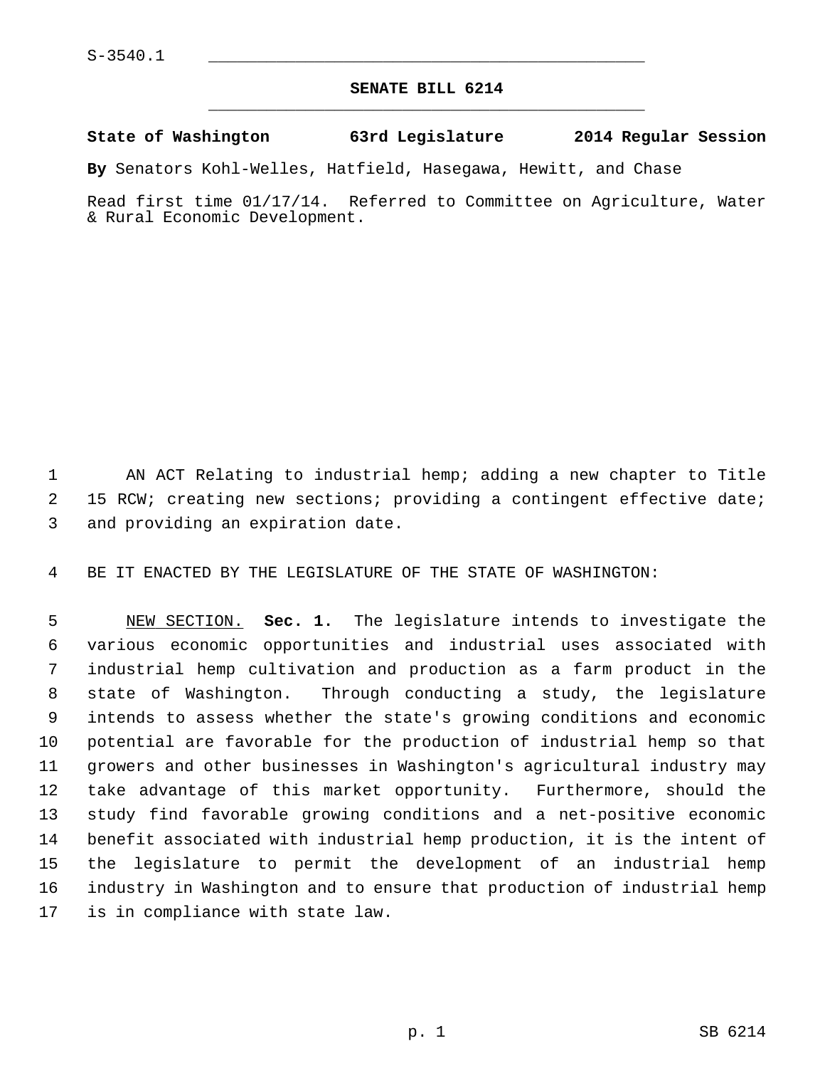S-3540.1

# SENATE BILL 6214

**State of Washington 63rd Legislature 2014 Regular Session**

**By** Senators Kohl-Welles, Hatfield, Hasegawa, Hewitt, and Chase

Read first time 01/17/14. Referred to Committee on Agriculture, Water & Rural Economic Development.

AN ACT Relating to industrial hemp; adding a new chapter to Title 15 RCW; creating new sections; providing a contingent effective date; and providing an expiration date.

BE IT ENACTED BY THE LEGISLATURE OF THE STATE OF WASHINGTON:

NEW SECTION. **Sec. 1.** The legislature intends to investigate the various economic opportunities and industrial uses associated with industrial hemp cultivation and production as a farm product in the state of Washington. Through conducting a study, the legislature intends to assess whether the state's growing conditions and economic potential are favorable for the production of industrial hemp so that growers and other businesses in Washington's agricultural industry may take advantage of this market opportunity. Furthermore, should the study find favorable growing conditions and a net-positive economic benefit associated with industrial hemp production, it is the intent of the legislature to permit the development of an industrial hemp industry in Washington and to ensure that production of industrial hemp is in compliance with state law.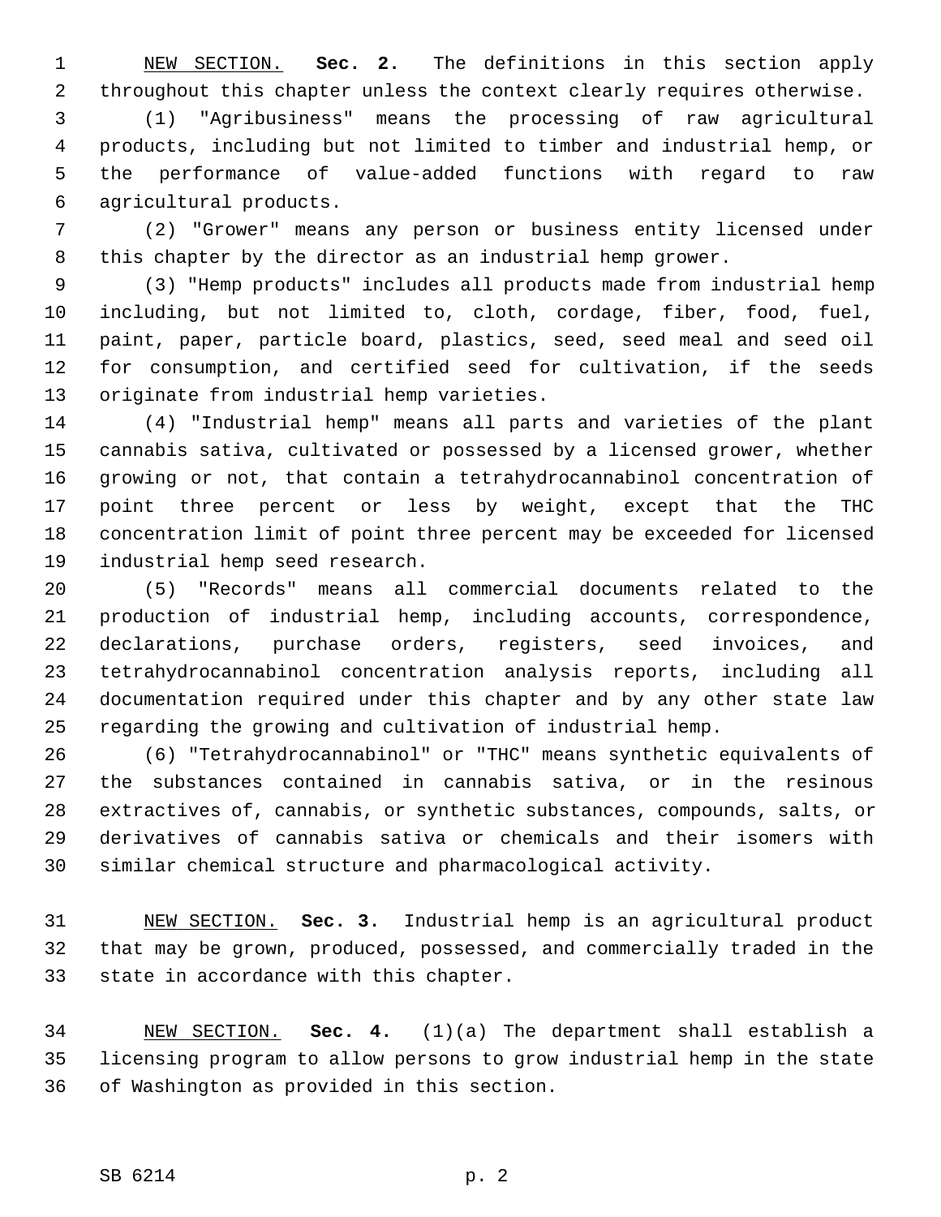NEW SECTION. **Sec. 2.** The definitions in this section apply throughout this chapter unless the context clearly requires otherwise.

(1) "Agribusiness" means the processing of raw agricultural products, including but not limited to timber and industrial hemp, or the performance of value-added functions with regard to raw agricultural products.

(2) "Grower" means any person or business entity licensed under this chapter by the director as an industrial hemp grower.

(3) "Hemp products" includes all products made from industrial hemp including, but not limited to, cloth, cordage, fiber, food, fuel, paint, paper, particle board, plastics, seed, seed meal and seed oil for consumption, and certified seed for cultivation, if the seeds originate from industrial hemp varieties.

(4) "Industrial hemp" means all parts and varieties of the plant cannabis sativa, cultivated or possessed by a licensed grower, whether growing or not, that contain a tetrahydrocannabinol concentration of point three percent or less by weight, except that the THC concentration limit of point three percent may be exceeded for licensed industrial hemp seed research.

(5) "Records" means all commercial documents related to the production of industrial hemp, including accounts, correspondence, declarations, purchase orders, registers, seed invoices, and tetrahydrocannabinol concentration analysis reports, including all documentation required under this chapter and by any other state law regarding the growing and cultivation of industrial hemp.

(6) "Tetrahydrocannabinol" or "THC" means synthetic equivalents of the substances contained in cannabis sativa, or in the resinous extractives of, cannabis, or synthetic substances, compounds, salts, or derivatives of cannabis sativa or chemicals and their isomers with similar chemical structure and pharmacological activity.

NEW SECTION. **Sec. 3.** Industrial hemp is an agricultural product that may be grown, produced, possessed, and commercially traded in the state in accordance with this chapter.

NEW SECTION. **Sec. 4.** (1)(a) The department shall establish a licensing program to allow persons to grow industrial hemp in the state of Washington as provided in this section.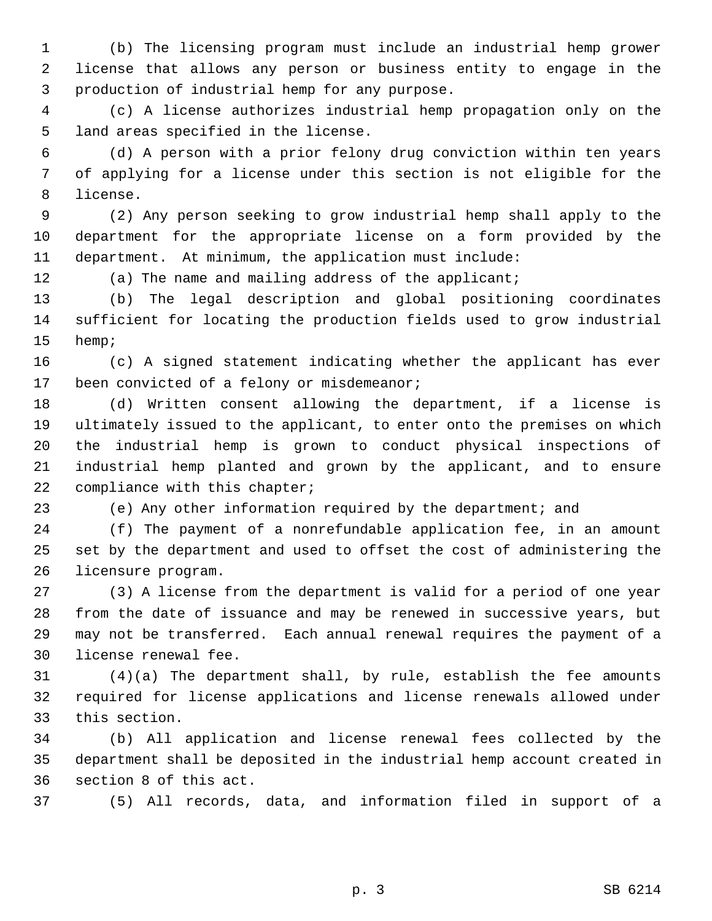(b) The licensing program must include an industrial hemp grower license that allows any person or business entity to engage in the production of industrial hemp for any purpose.

(c) A license authorizes industrial hemp propagation only on the land areas specified in the license.

(d) A person with a prior felony drug conviction within ten years of applying for a license under this section is not eligible for the license.

(2) Any person seeking to grow industrial hemp shall apply to the department for the appropriate license on a form provided by the department. At minimum, the application must include:

(a) The name and mailing address of the applicant;

(b) The legal description and global positioning coordinates sufficient for locating the production fields used to grow industrial hemp;

(c) A signed statement indicating whether the applicant has ever been convicted of a felony or misdemeanor;

(d) Written consent allowing the department, if a license is ultimately issued to the applicant, to enter onto the premises on which the industrial hemp is grown to conduct physical inspections of industrial hemp planted and grown by the applicant, and to ensure compliance with this chapter;

(e) Any other information required by the department; and

(f) The payment of a nonrefundable application fee, in an amount set by the department and used to offset the cost of administering the licensure program.

(3) A license from the department is valid for a period of one year from the date of issuance and may be renewed in successive years, but may not be transferred. Each annual renewal requires the payment of a license renewal fee.

(4)(a) The department shall, by rule, establish the fee amounts required for license applications and license renewals allowed under this section.

(b) All application and license renewal fees collected by the department shall be deposited in the industrial hemp account created in section 8 of this act.

(5) All records, data, and information filed in support of a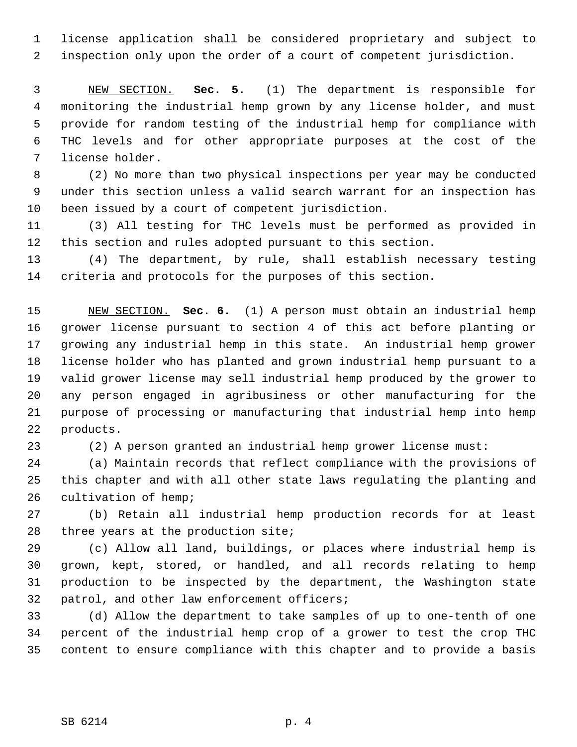license application shall be considered proprietary and subject to inspection only upon the order of a court of competent jurisdiction.

NEW SECTION. **Sec. 5.** (1) The department is responsible for monitoring the industrial hemp grown by any license holder, and must provide for random testing of the industrial hemp for compliance with THC levels and for other appropriate purposes at the cost of the license holder.

(2) No more than two physical inspections per year may be conducted under this section unless a valid search warrant for an inspection has been issued by a court of competent jurisdiction.

(3) All testing for THC levels must be performed as provided in this section and rules adopted pursuant to this section.

(4) The department, by rule, shall establish necessary testing criteria and protocols for the purposes of this section.

NEW SECTION. **Sec. 6.** (1) A person must obtain an industrial hemp grower license pursuant to section 4 of this act before planting or growing any industrial hemp in this state. An industrial hemp grower license holder who has planted and grown industrial hemp pursuant to a valid grower license may sell industrial hemp produced by the grower to any person engaged in agribusiness or other manufacturing for the purpose of processing or manufacturing that industrial hemp into hemp products.

(2) A person granted an industrial hemp grower license must:

(a) Maintain records that reflect compliance with the provisions of this chapter and with all other state laws regulating the planting and cultivation of hemp;

(b) Retain all industrial hemp production records for at least three years at the production site;

(c) Allow all land, buildings, or places where industrial hemp is grown, kept, stored, or handled, and all records relating to hemp production to be inspected by the department, the Washington state patrol, and other law enforcement officers;

(d) Allow the department to take samples of up to one-tenth of one percent of the industrial hemp crop of a grower to test the crop THC content to ensure compliance with this chapter and to provide a basis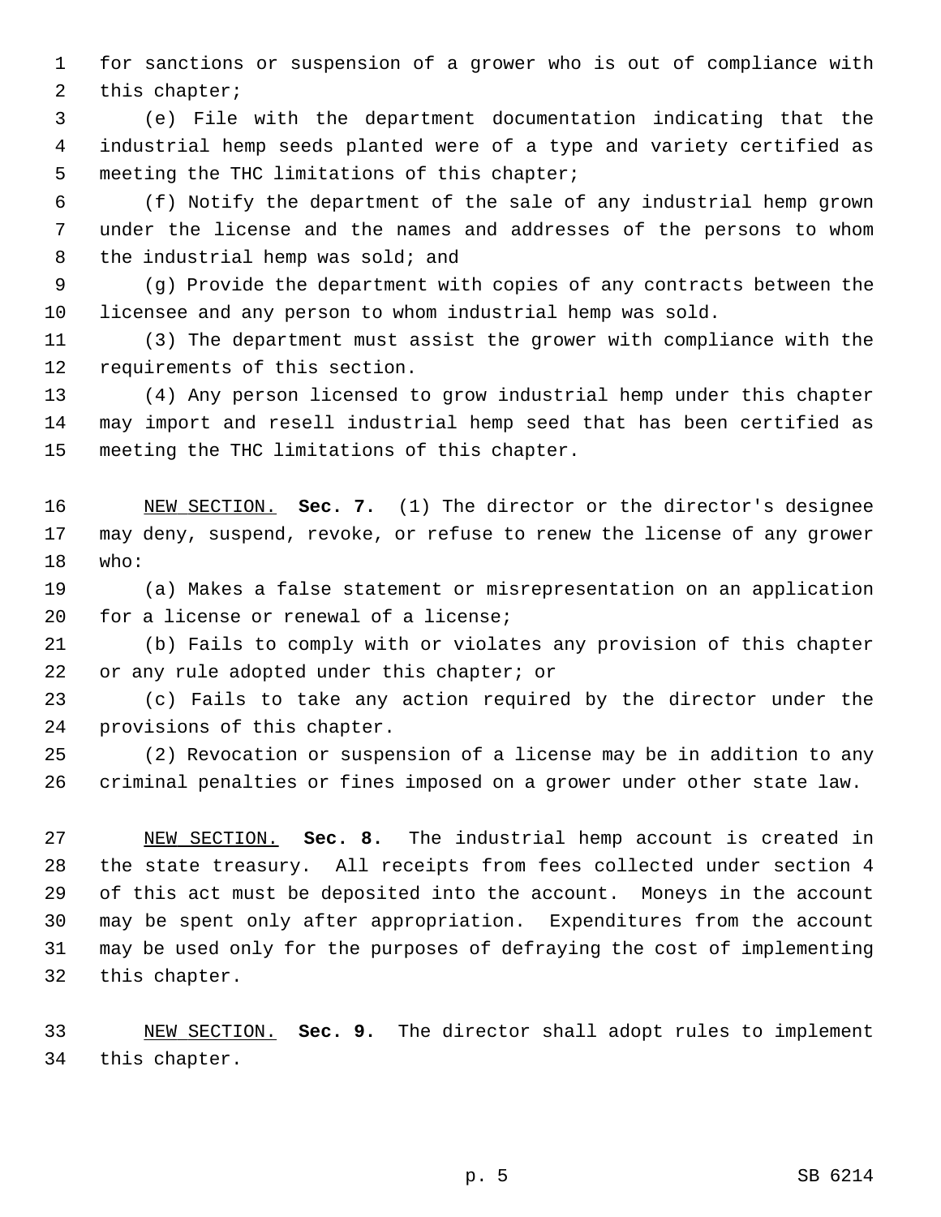for sanctions or suspension of a grower who is out of compliance with this chapter;

(e) File with the department documentation indicating that the industrial hemp seeds planted were of a type and variety certified as meeting the THC limitations of this chapter;

(f) Notify the department of the sale of any industrial hemp grown under the license and the names and addresses of the persons to whom the industrial hemp was sold; and

(g) Provide the department with copies of any contracts between the licensee and any person to whom industrial hemp was sold.

(3) The department must assist the grower with compliance with the requirements of this section.

(4) Any person licensed to grow industrial hemp under this chapter may import and resell industrial hemp seed that has been certified as meeting the THC limitations of this chapter.

NEW SECTION. **Sec. 7.** (1) The director or the director's designee may deny, suspend, revoke, or refuse to renew the license of any grower who:

(a) Makes a false statement or misrepresentation on an application for a license or renewal of a license;

(b) Fails to comply with or violates any provision of this chapter or any rule adopted under this chapter; or

(c) Fails to take any action required by the director under the provisions of this chapter.

(2) Revocation or suspension of a license may be in addition to any criminal penalties or fines imposed on a grower under other state law.

NEW SECTION. **Sec. 8.** The industrial hemp account is created in the state treasury. All receipts from fees collected under section 4 of this act must be deposited into the account. Moneys in the account may be spent only after appropriation. Expenditures from the account may be used only for the purposes of defraying the cost of implementing this chapter.

NEW SECTION. **Sec. 9.** The director shall adopt rules to implement this chapter.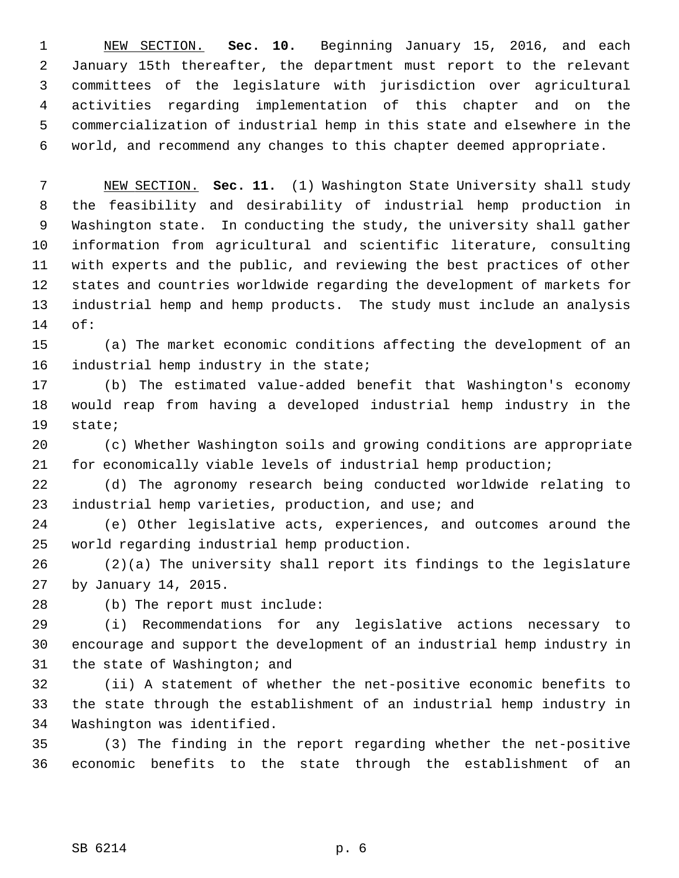NEW SECTION. **Sec. 10.** Beginning January 15, 2016, and each January 15th thereafter, the department must report to the relevant committees of the legislature with jurisdiction over agricultural activities regarding implementation of this chapter and on the commercialization of industrial hemp in this state and elsewhere in the world, and recommend any changes to this chapter deemed appropriate.

NEW SECTION. **Sec. 11.** (1) Washington State University shall study the feasibility and desirability of industrial hemp production in Washington state. In conducting the study, the university shall gather information from agricultural and scientific literature, consulting with experts and the public, and reviewing the best practices of other states and countries worldwide regarding the development of markets for industrial hemp and hemp products. The study must include an analysis of:

(a) The market economic conditions affecting the development of an industrial hemp industry in the state;

(b) The estimated value-added benefit that Washington's economy would reap from having a developed industrial hemp industry in the state;

(c) Whether Washington soils and growing conditions are appropriate for economically viable levels of industrial hemp production;

(d) The agronomy research being conducted worldwide relating to industrial hemp varieties, production, and use; and

(e) Other legislative acts, experiences, and outcomes around the world regarding industrial hemp production.

(2)(a) The university shall report its findings to the legislature by January 14, 2015.

(b) The report must include:

(i) Recommendations for any legislative actions necessary to encourage and support the development of an industrial hemp industry in the state of Washington; and

(ii) A statement of whether the net-positive economic benefits to the state through the establishment of an industrial hemp industry in Washington was identified.

(3) The finding in the report regarding whether the net-positive economic benefits to the state through the establishment of an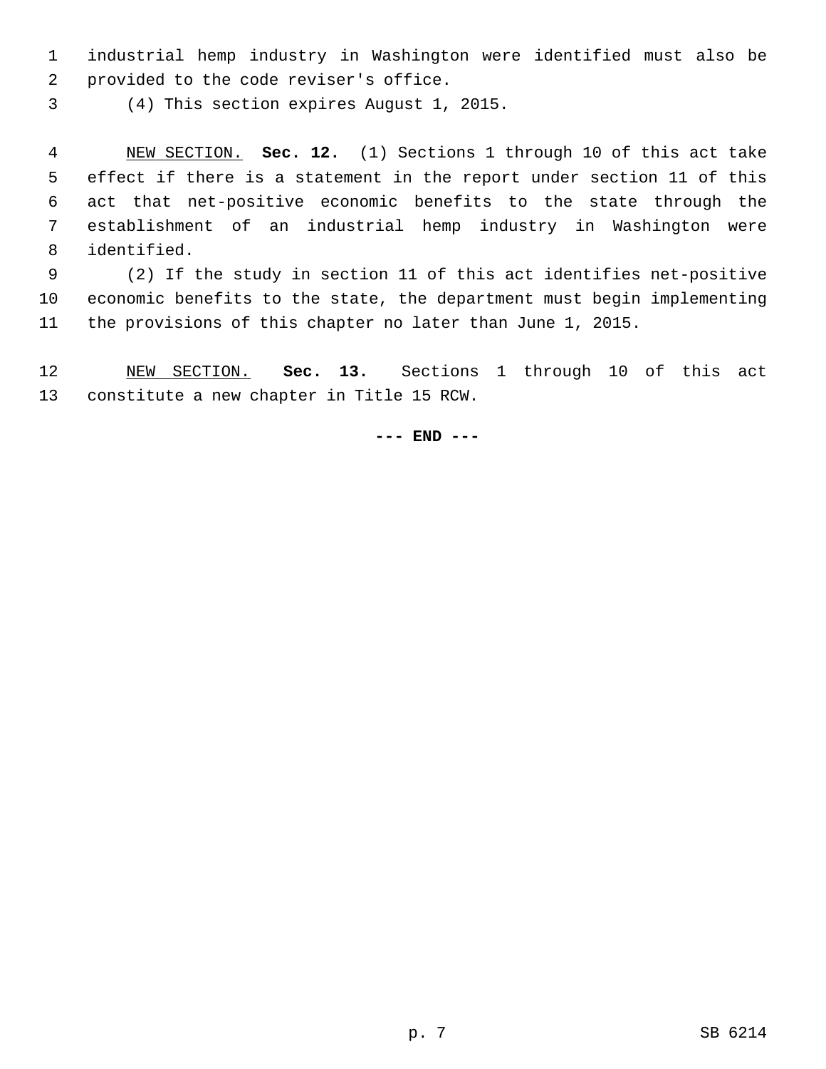industrial hemp industry in Washington were identified must also be provided to the code reviser's office.

(4) This section expires August 1, 2015.

NEW SECTION. **Sec. 12.** (1) Sections 1 through 10 of this act take effect if there is a statement in the report under section 11 of this act that net-positive economic benefits to the state through the establishment of an industrial hemp industry in Washington were identified.

(2) If the study in section 11 of this act identifies net-positive economic benefits to the state, the department must begin implementing the provisions of this chapter no later than June 1, 2015.

NEW SECTION. **Sec. 13.** Sections 1 through 10 of this act constitute a new chapter in Title 15 RCW.

**--- END ---**